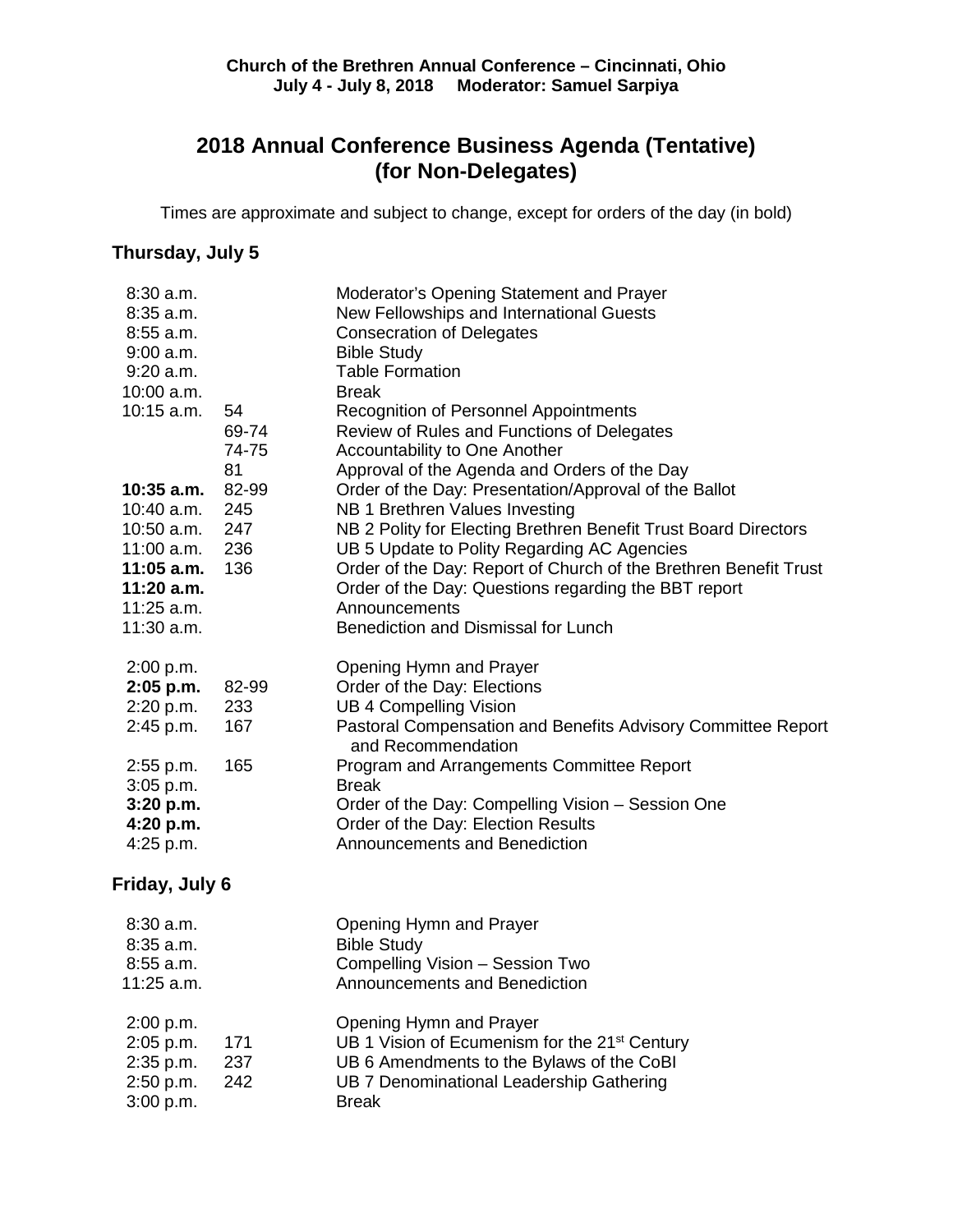**Church of the Brethren Annual Conference – Cincinnati, Ohio**
**July 4 - July 8, 2018 Moderator: Samuel Sarpiya**

# 2018 Annual Conference Business Agenda (Tentative) (for Non-Delegates)

Times are approximate and subject to change, except for orders of the day (in bold)

## Thursday, July 5

| Time | Page | Item |
|---|---|---|
| 8:30 a.m. | | Moderator's Opening Statement and Prayer |
| 8:35 a.m. | | New Fellowships and International Guests |
| 8:55 a.m. | | Consecration of Delegates |
| 9:00 a.m. | | Bible Study |
| 9:20 a.m. | | Table Formation |
| 10:00 a.m. | | Break |
| 10:15 a.m. | 54 | Recognition of Personnel Appointments |
| | 69-74 | Review of Rules and Functions of Delegates |
| | 74-75 | Accountability to One Another |
| | 81 | Approval of the Agenda and Orders of the Day |
| **10:35 a.m.** | 82-99 | Order of the Day: Presentation/Approval of the Ballot |
| 10:40 a.m. | 245 | NB 1 Brethren Values Investing |
| 10:50 a.m. | 247 | NB 2 Polity for Electing Brethren Benefit Trust Board Directors |
| 11:00 a.m. | 236 | UB 5 Update to Polity Regarding AC Agencies |
| **11:05 a.m.** | 136 | Order of the Day: Report of Church of the Brethren Benefit Trust |
| **11:20 a.m.** | | Order of the Day: Questions regarding the BBT report |
| 11:25 a.m. | | Announcements |
| 11:30 a.m. | | Benediction and Dismissal for Lunch |
| | | |
| 2:00 p.m. | | Opening Hymn and Prayer |
| **2:05 p.m.** | 82-99 | Order of the Day: Elections |
| 2:20 p.m. | 233 | UB 4 Compelling Vision |
| 2:45 p.m. | 167 | Pastoral Compensation and Benefits Advisory Committee Report and Recommendation |
| 2:55 p.m. | 165 | Program and Arrangements Committee Report |
| 3:05 p.m. | | Break |
| **3:20 p.m.** | | Order of the Day: Compelling Vision – Session One |
| **4:20 p.m.** | | Order of the Day: Election Results |
| 4:25 p.m. | | Announcements and Benediction |

## Friday, July 6

| Time | Page | Item |
|---|---|---|
| 8:30 a.m. | | Opening Hymn and Prayer |
| 8:35 a.m. | | Bible Study |
| 8:55 a.m. | | Compelling Vision – Session Two |
| 11:25 a.m. | | Announcements and Benediction |
| | | |
| 2:00 p.m. | | Opening Hymn and Prayer |
| 2:05 p.m. | 171 | UB 1 Vision of Ecumenism for the 21st Century |
| 2:35 p.m. | 237 | UB 6 Amendments to the Bylaws of the CoBI |
| 2:50 p.m. | 242 | UB 7 Denominational Leadership Gathering |
| 3:00 p.m. | | Break |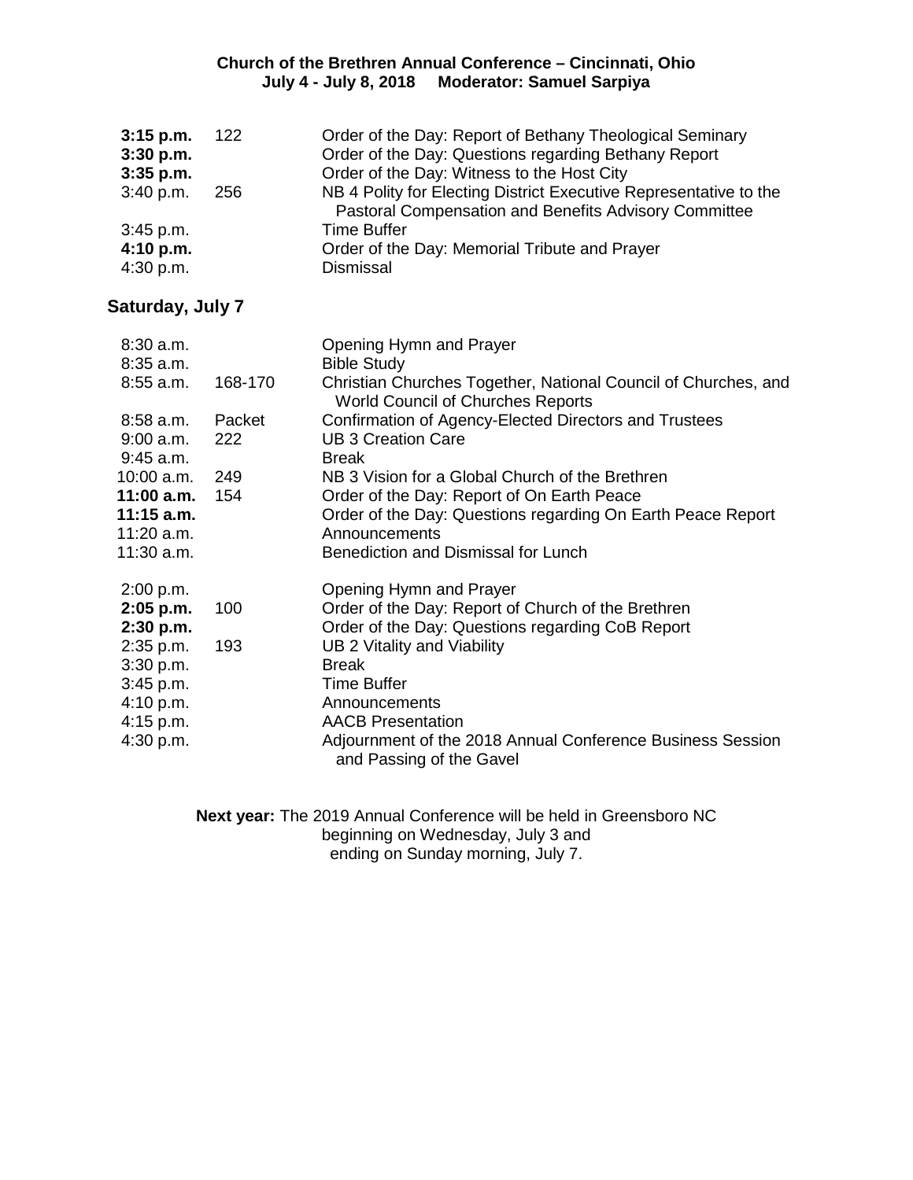**Church of the Brethren Annual Conference – Cincinnati, Ohio**
**July 4 - July 8, 2018 Moderator: Samuel Sarpiya**

| | | |
|---|---|---|
| **3:15 p.m.** | 122 | Order of the Day: Report of Bethany Theological Seminary |
| **3:30 p.m.** | | Order of the Day: Questions regarding Bethany Report |
| **3:35 p.m.** | | Order of the Day: Witness to the Host City |
| 3:40 p.m. | 256 | NB 4 Polity for Electing District Executive Representative to the Pastoral Compensation and Benefits Advisory Committee |
| 3:45 p.m. | | Time Buffer |
| **4:10 p.m.** | | Order of the Day: Memorial Tribute and Prayer |
| 4:30 p.m. | | Dismissal |

## Saturday, July 7

| | | |
|---|---|---|
| 8:30 a.m. | | Opening Hymn and Prayer |
| 8:35 a.m. | | Bible Study |
| 8:55 a.m. | 168-170 | Christian Churches Together, National Council of Churches, and World Council of Churches Reports |
| 8:58 a.m. | Packet | Confirmation of Agency-Elected Directors and Trustees |
| 9:00 a.m. | 222 | UB 3 Creation Care |
| 9:45 a.m. | | Break |
| 10:00 a.m. | 249 | NB 3 Vision for a Global Church of the Brethren |
| **11:00 a.m.** | 154 | Order of the Day: Report of On Earth Peace |
| **11:15 a.m.** | | Order of the Day: Questions regarding On Earth Peace Report |
| 11:20 a.m. | | Announcements |
| 11:30 a.m. | | Benediction and Dismissal for Lunch |
| 2:00 p.m. | | Opening Hymn and Prayer |
| **2:05 p.m.** | 100 | Order of the Day: Report of Church of the Brethren |
| **2:30 p.m.** | | Order of the Day: Questions regarding CoB Report |
| 2:35 p.m. | 193 | UB 2 Vitality and Viability |
| 3:30 p.m. | | Break |
| 3:45 p.m. | | Time Buffer |
| 4:10 p.m. | | Announcements |
| 4:15 p.m. | | AACB Presentation |
| 4:30 p.m. | | Adjournment of the 2018 Annual Conference Business Session and Passing of the Gavel |

**Next year:** The 2019 Annual Conference will be held in Greensboro NC beginning on Wednesday, July 3 and ending on Sunday morning, July 7.